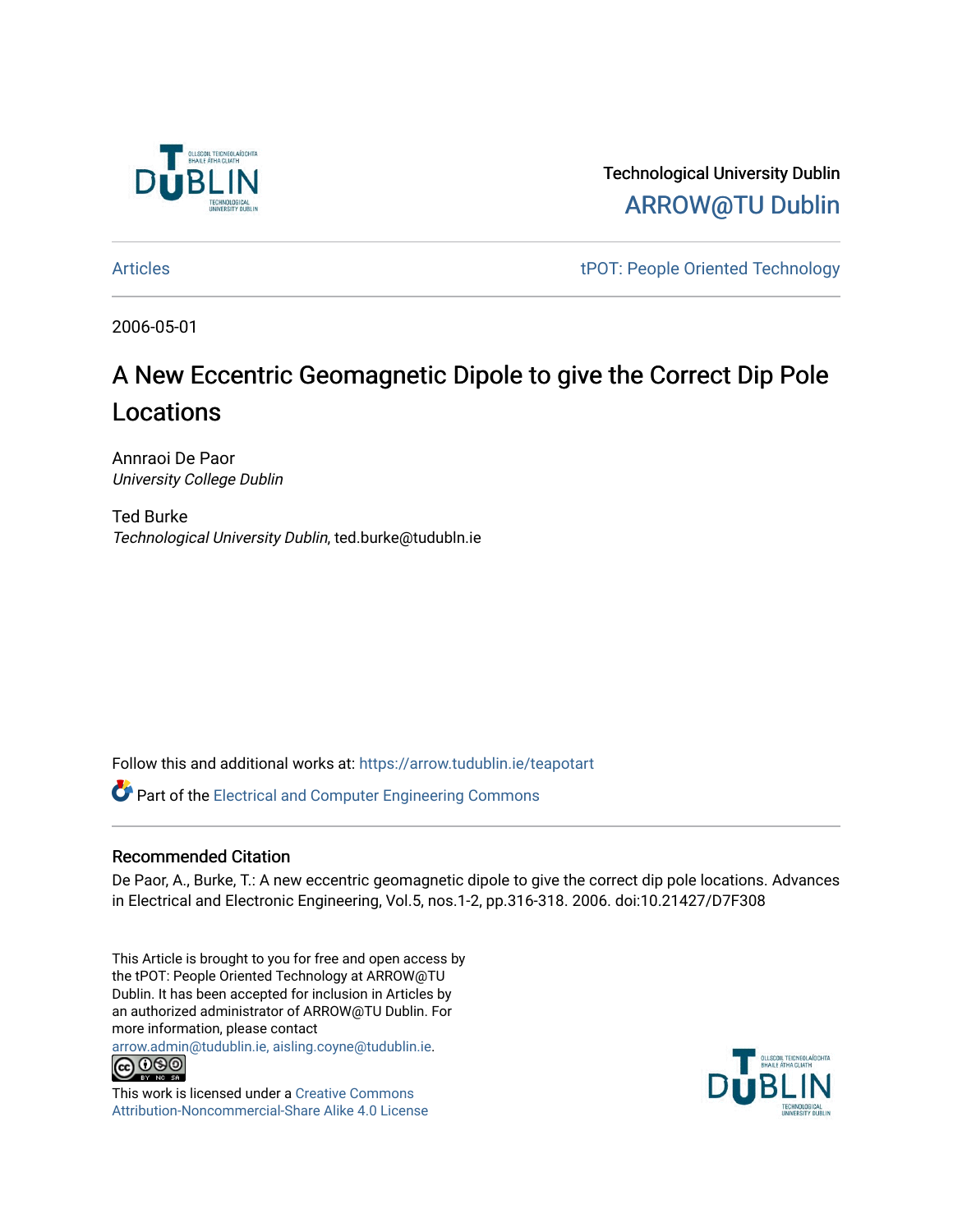Technological University Dublin

ARROW@TU Dublin

Articles | tPOT: People Oriented Technology

2006-05-01

# A New Eccentric Geomagnetic Dipole to give the Correct Dip Pole Locations

Annraoi De Paor
*University College Dublin*

Ted Burke
*Technological University Dublin*, ted.burke@tudubln.ie

Follow this and additional works at: https://arrow.tudublin.ie/teapotart

Part of the Electrical and Computer Engineering Commons

## Recommended Citation

De Paor, A., Burke, T.: A new eccentric geomagnetic dipole to give the correct dip pole locations. Advances in Electrical and Electronic Engineering, Vol.5, nos.1-2, pp.316-318. 2006. doi:10.21427/D7F308

This Article is brought to you for free and open access by the tPOT: People Oriented Technology at ARROW@TU Dublin. It has been accepted for inclusion in Articles by an authorized administrator of ARROW@TU Dublin. For more information, please contact arrow.admin@tudublin.ie, aisling.coyne@tudublin.ie.

This work is licensed under a Creative Commons Attribution-Noncommercial-Share Alike 4.0 License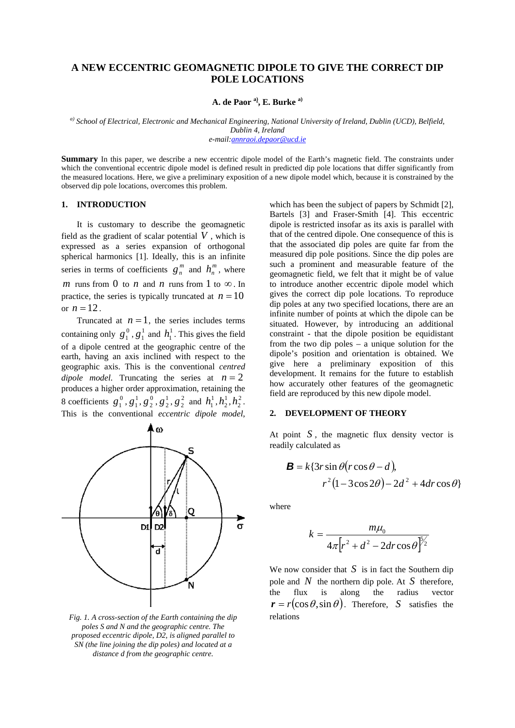# A NEW ECCENTRIC GEOMAGNETIC DIPOLE TO GIVE THE CORRECT DIP POLE LOCATIONS

**A. de Paor [a)], E. Burke [a)]**

*[a)] School of Electrical, Electronic and Mechanical Engineering, National University of Ireland, Dublin (UCD), Belfield, Dublin 4, Ireland*
*e-mail:annraoi.depaor@ucd.ie*

**Summary** In this paper, we describe a new eccentric dipole model of the Earth's magnetic field. The constraints under which the conventional eccentric dipole model is defined result in predicted dip pole locations that differ significantly from the measured locations. Here, we give a preliminary exposition of a new dipole model which, because it is constrained by the observed dip pole locations, overcomes this problem.

## 1. INTRODUCTION

It is customary to describe the geomagnetic field as the gradient of scalar potential $V$, which is expressed as a series expansion of orthogonal spherical harmonics [1]. Ideally, this is an infinite series in terms of coefficients $g_n^m$ and $h_n^m$, where $m$ runs from $0$ to $n$ and $n$ runs from $1$ to $\infty$. In practice, the series is typically truncated at $n = 10$ or $n = 12$.

Truncated at $n = 1$, the series includes terms containing only $g_1^0$, $g_1^1$ and $h_1^1$. This gives the field of a dipole centred at the geographic centre of the earth, having an axis inclined with respect to the geographic axis. This is the conventional *centred dipole model.* Truncating the series at $n = 2$ produces a higher order approximation, retaining the 8 coefficients $g_1^0, g_1^1, g_2^0, g_2^1, g_2^2$ and $h_1^1, h_2^1, h_2^2$. This is the conventional *eccentric dipole model*, which has been the subject of papers by Schmidt [2], Bartels [3] and Fraser-Smith [4]. This eccentric dipole is restricted insofar as its axis is parallel with that of the centred dipole. One consequence of this is that the associated dip poles are quite far from the measured dip pole positions. Since the dip poles are such a prominent and measurable feature of the geomagnetic field, we felt that it might be of value to introduce another eccentric dipole model which gives the correct dip pole locations. To reproduce dip poles at any two specified locations, there are an infinite number of points at which the dipole can be situated. However, by introducing an additional constraint - that the dipole position be equidistant from the two dip poles – a unique solution for the dipole's position and orientation is obtained. We give here a preliminary exposition of this development. It remains for the future to establish how accurately other features of the geomagnetic field are reproduced by this new dipole model.

*Fig. 1. A cross-section of the Earth containing the dip poles S and N and the geographic centre. The proposed eccentric dipole, D2, is aligned parallel to SN (the line joining the dip poles) and located at a distance d from the geographic centre.*

## 2. DEVELOPMENT OF THEORY

At point $S$, the magnetic flux density vector is readily calculated as

$$\boldsymbol{B} = k\{3r\sin\theta(r\cos\theta - d), \\ r^2(1 - 3\cos 2\theta) - 2d^2 + 4dr\cos\theta\}$$

where

$$k = \frac{m\mu_0}{4\pi\left[r^2 + d^2 - 2dr\cos\theta\right]^{5/2}}$$

We now consider that $S$ is in fact the Southern dip pole and $N$ the northern dip pole. At $S$ therefore, the flux is along the radius vector $\boldsymbol{r} = r(\cos\theta, \sin\theta)$. Therefore, $S$ satisfies the relations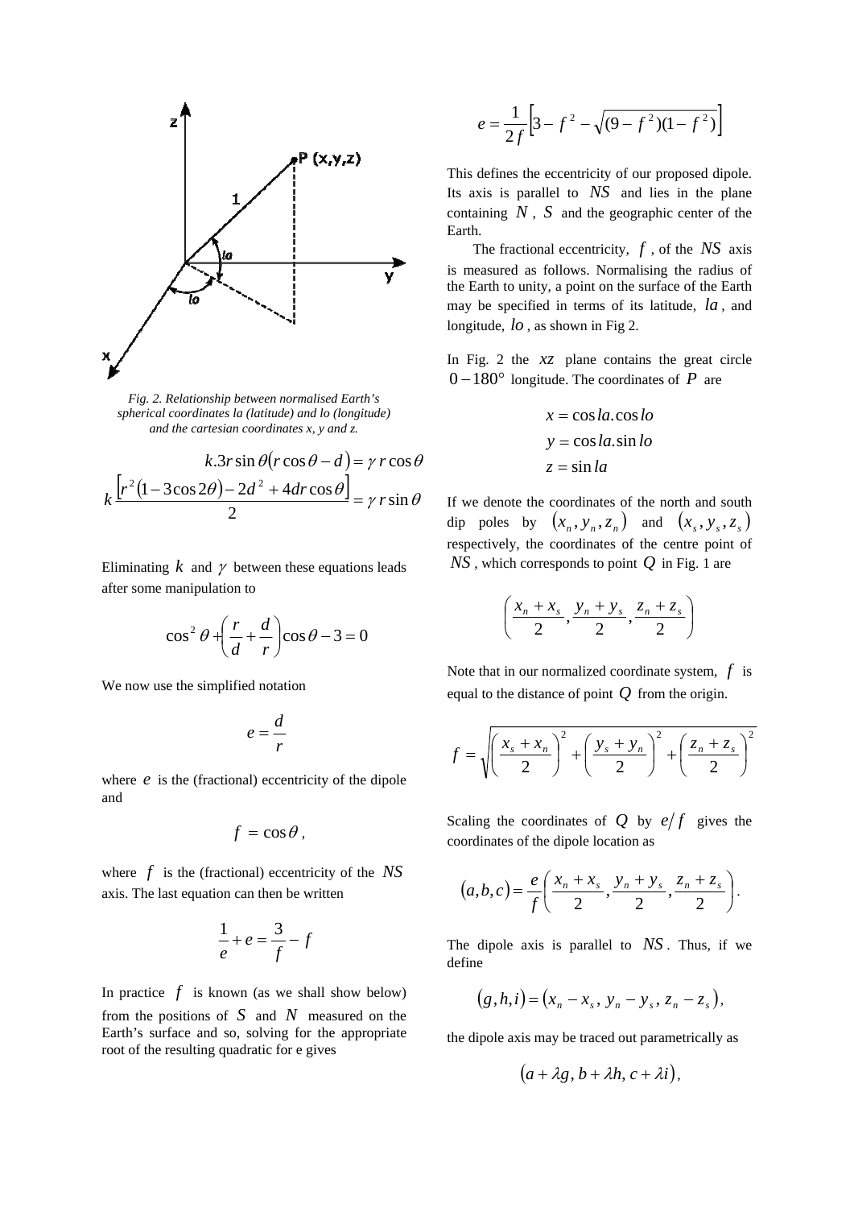*Fig. 2. Relationship between normalised Earth's spherical coordinates la (latitude) and lo (longitude) and the cartesian coordinates x, y and z.*

$$k.3r\sin\theta(r\cos\theta - d) = \gamma\, r\cos\theta$$

$$k\frac{\left[r^2(1-3\cos 2\theta) - 2d^2 + 4dr\cos\theta\right]}{2} = \gamma\, r\sin\theta$$

Eliminating $k$ and $\gamma$ between these equations leads after some manipulation to

$$\cos^2\theta + \left(\frac{r}{d} + \frac{d}{r}\right)\cos\theta - 3 = 0$$

We now use the simplified notation

$$e = \frac{d}{r}$$

where $e$ is the (fractional) eccentricity of the dipole and

$$f = \cos\theta,$$

where $f$ is the (fractional) eccentricity of the $NS$ axis. The last equation can then be written

$$\frac{1}{e} + e = \frac{3}{f} - f$$

In practice $f$ is known (as we shall show below) from the positions of $S$ and $N$ measured on the Earth's surface and so, solving for the appropriate root of the resulting quadratic for e gives

$$e = \frac{1}{2f}\left[3 - f^2 - \sqrt{(9-f^2)(1-f^2)}\right]$$

This defines the eccentricity of our proposed dipole. Its axis is parallel to $NS$ and lies in the plane containing $N$, $S$ and the geographic center of the Earth.

The fractional eccentricity, $f$, of the $NS$ axis is measured as follows. Normalising the radius of the Earth to unity, a point on the surface of the Earth may be specified in terms of its latitude, $la$, and longitude, $lo$, as shown in Fig 2.

In Fig. 2 the $xz$ plane contains the great circle $0-180°$ longitude. The coordinates of $P$ are

$$x = \cos la.\cos lo$$
$$y = \cos la.\sin lo$$
$$z = \sin la$$

If we denote the coordinates of the north and south dip poles by $(x_n, y_n, z_n)$ and $(x_s, y_s, z_s)$ respectively, the coordinates of the centre point of $NS$, which corresponds to point $Q$ in Fig. 1 are

$$\left(\frac{x_n + x_s}{2}, \frac{y_n + y_s}{2}, \frac{z_n + z_s}{2}\right)$$

Note that in our normalized coordinate system, $f$ is equal to the distance of point $Q$ from the origin.

$$f = \sqrt{\left(\frac{x_s + x_n}{2}\right)^2 + \left(\frac{y_s + y_n}{2}\right)^2 + \left(\frac{z_n + z_s}{2}\right)^2}$$

Scaling the coordinates of $Q$ by $e/f$ gives the coordinates of the dipole location as

$$(a,b,c) = \frac{e}{f}\left(\frac{x_n + x_s}{2}, \frac{y_n + y_s}{2}, \frac{z_n + z_s}{2}\right).$$

The dipole axis is parallel to $NS$. Thus, if we define

$$(g,h,i) = (x_n - x_s,\; y_n - y_s,\; z_n - z_s),$$

the dipole axis may be traced out parametrically as

$$(a + \lambda g,\; b + \lambda h,\; c + \lambda i),$$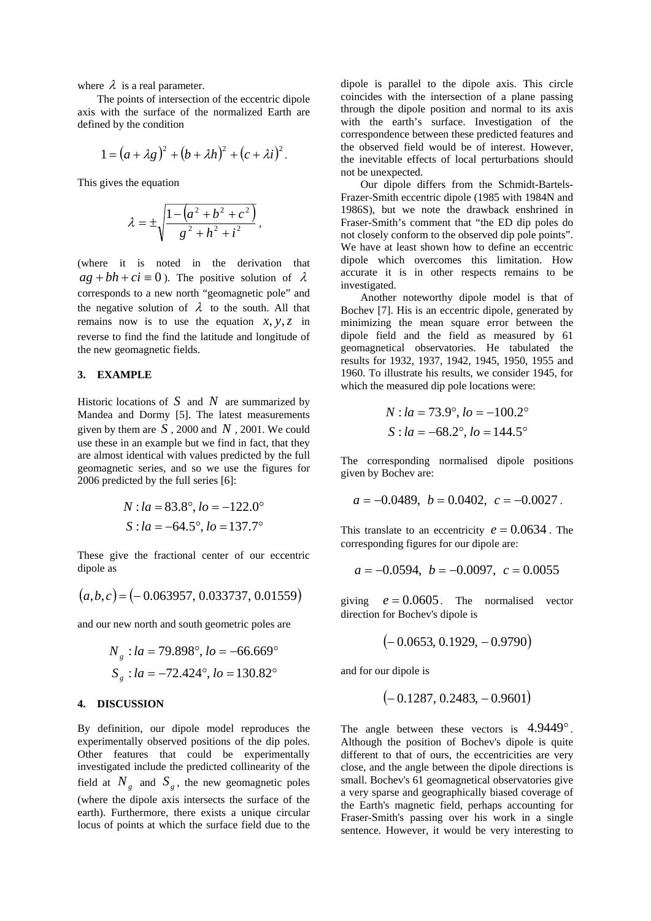where $\lambda$ is a real parameter.

The points of intersection of the eccentric dipole axis with the surface of the normalized Earth are defined by the condition

$$1 = (a + \lambda g)^2 + (b + \lambda h)^2 + (c + \lambda i)^2 .$$

This gives the equation

$$\lambda = \pm\sqrt{\frac{1-\left(a^2+b^2+c^2\right)}{g^2+h^2+i^2}} ,$$

(where it is noted in the derivation that $ag + bh + ci \equiv 0$). The positive solution of $\lambda$ corresponds to a new north "geomagnetic pole" and the negative solution of $\lambda$ to the south. All that remains now is to use the equation $x, y, z$ in reverse to find the find the latitude and longitude of the new geomagnetic fields.

## 3. EXAMPLE

Historic locations of $S$ and $N$ are summarized by Mandea and Dormy [5]. The latest measurements given by them are $S$, 2000 and $N$, 2001. We could use these in an example but we find in fact, that they are almost identical with values predicted by the full geomagnetic series, and so we use the figures for 2006 predicted by the full series [6]:

$$N : la = 83.8°, lo = -122.0°$$
$$S : la = -64.5°, lo = 137.7°$$

These give the fractional center of our eccentric dipole as

$$(a,b,c) = (-0.063957, 0.033737, 0.01559)$$

and our new north and south geometric poles are

$$N_g : la = 79.898°, lo = -66.669°$$
$$S_g : la = -72.424°, lo = 130.82°$$

## 4. DISCUSSION

By definition, our dipole model reproduces the experimentally observed positions of the dip poles. Other features that could be experimentally investigated include the predicted collinearity of the field at $N_g$ and $S_g$, the new geomagnetic poles (where the dipole axis intersects the surface of the earth). Furthermore, there exists a unique circular locus of points at which the surface field due to the dipole is parallel to the dipole axis. This circle coincides with the intersection of a plane passing through the dipole position and normal to its axis with the earth's surface. Investigation of the correspondence between these predicted features and the observed field would be of interest. However, the inevitable effects of local perturbations should not be unexpected.

Our dipole differs from the Schmidt-Bartels-Frazer-Smith eccentric dipole (1985 with 1984N and 1986S), but we note the drawback enshrined in Fraser-Smith's comment that "the ED dip poles do not closely conform to the observed dip pole points". We have at least shown how to define an eccentric dipole which overcomes this limitation. How accurate it is in other respects remains to be investigated.

Another noteworthy dipole model is that of Bochev [7]. His is an eccentric dipole, generated by minimizing the mean square error between the dipole field and the field as measured by 61 geomagnetical observatories. He tabulated the results for 1932, 1937, 1942, 1945, 1950, 1955 and 1960. To illustrate his results, we consider 1945, for which the measured dip pole locations were:

$$N : la = 73.9°, lo = -100.2°$$
$$S : la = -68.2°, lo = 144.5°$$

The corresponding normalised dipole positions given by Bochev are:

$$a = -0.0489,\ b = 0.0402,\ c = -0.0027 .$$

This translate to an eccentricity $e = 0.0634$. The corresponding figures for our dipole are:

$$a = -0.0594,\ b = -0.0097,\ c = 0.0055$$

giving $e = 0.0605$. The normalised vector direction for Bochev's dipole is

$$(-0.0653, 0.1929, -0.9790)$$

and for our dipole is

$$(-0.1287, 0.2483, -0.9601)$$

The angle between these vectors is $4.9449°$. Although the position of Bochev's dipole is quite different to that of ours, the eccentricities are very close, and the angle between the dipole directions is small. Bochev's 61 geomagnetical observatories give a very sparse and geographically biased coverage of the Earth's magnetic field, perhaps accounting for Fraser-Smith's passing over his work in a single sentence. However, it would be very interesting to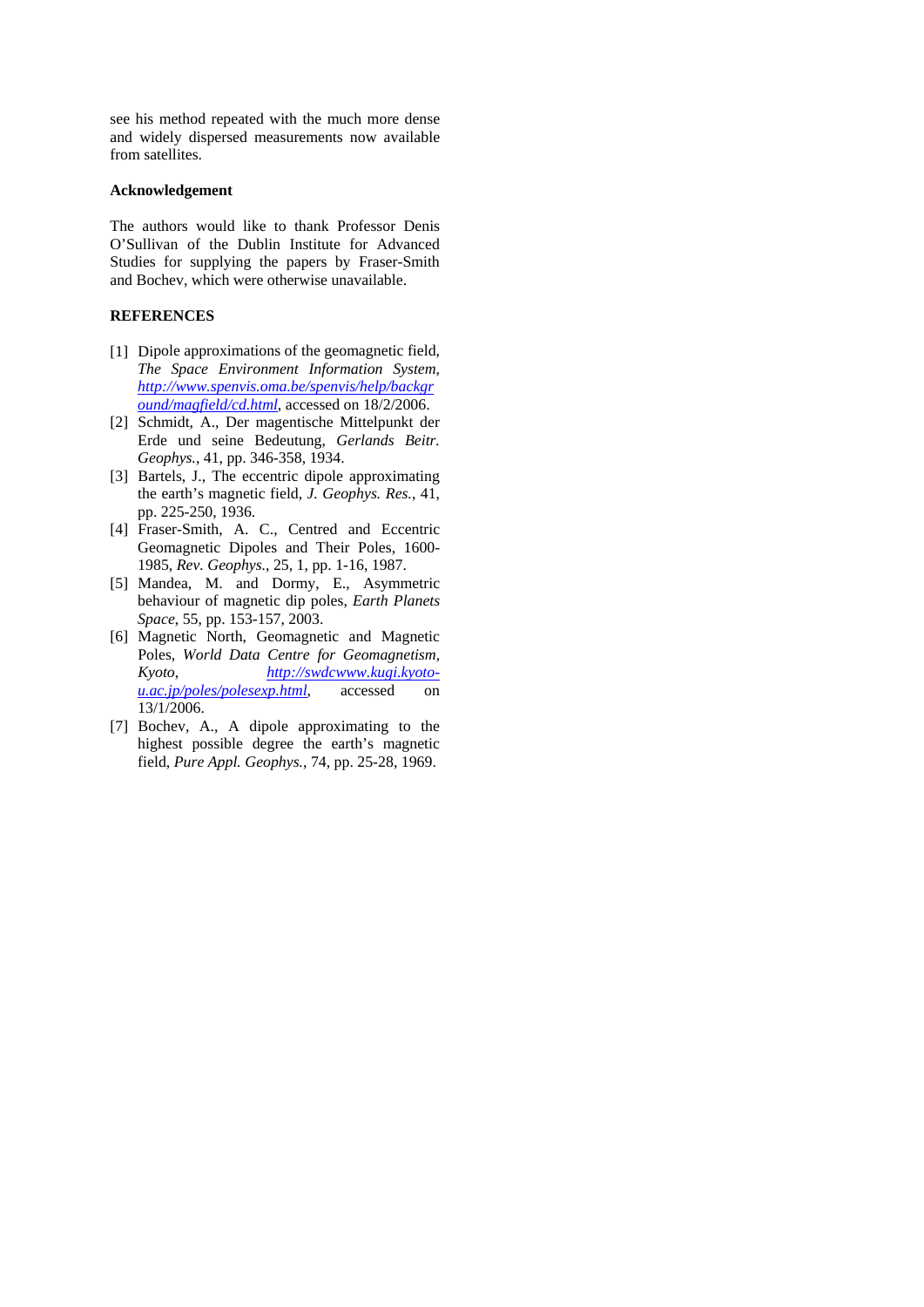see his method repeated with the much more dense and widely dispersed measurements now available from satellites.

### Acknowledgement

The authors would like to thank Professor Denis O'Sullivan of the Dublin Institute for Advanced Studies for supplying the papers by Fraser-Smith and Bochev, which were otherwise unavailable.

### REFERENCES

[1] Dipole approximations of the geomagnetic field, *The Space Environment Information System*, http://www.spenvis.oma.be/spenvis/help/background/magfield/cd.html, accessed on 18/2/2006.

[2] Schmidt, A., Der magentische Mittelpunkt der Erde und seine Bedeutung, *Gerlands Beitr. Geophys.*, 41, pp. 346-358, 1934.

[3] Bartels, J., The eccentric dipole approximating the earth's magnetic field, *J. Geophys. Res.*, 41, pp. 225-250, 1936.

[4] Fraser-Smith, A. C., Centred and Eccentric Geomagnetic Dipoles and Their Poles, 1600-1985, *Rev. Geophys.*, 25, 1, pp. 1-16, 1987.

[5] Mandea, M. and Dormy, E., Asymmetric behaviour of magnetic dip poles, *Earth Planets Space*, 55, pp. 153-157, 2003.

[6] Magnetic North, Geomagnetic and Magnetic Poles, *World Data Centre for Geomagnetism, Kyoto*, http://swdcwww.kugi.kyoto-u.ac.jp/poles/polesexp.html, accessed on 13/1/2006.

[7] Bochev, A., A dipole approximating to the highest possible degree the earth's magnetic field, *Pure Appl. Geophys.*, 74, pp. 25-28, 1969.